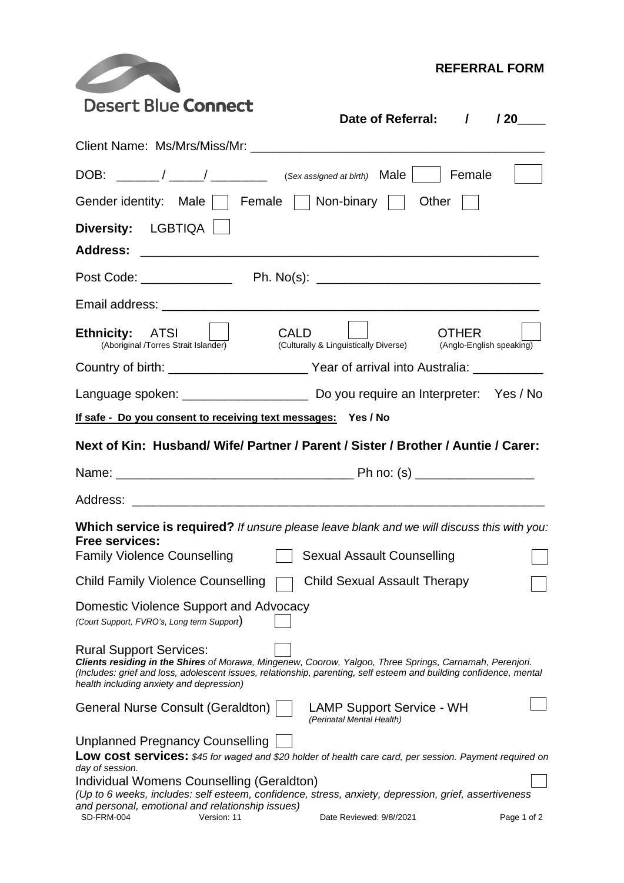Desert Blue **Connect**

# REFERRAL FORM

**Date of Referral: / / 20____**

Client Name: Ms/Mrs/Miss/Mr: ________________________________________

DOB: ______ / _____/ ________ (*Sex assigned at birth*) Male ☐ Female ☐

Gender identity: Male ☐ Female ☐ Non-binary ☐ Other ☐

**Diversity:** LGBTIQA ☐

**Address:** ________________________________________________________

Post Code: _____________ Ph. No(s): _______________________________

Email address: _____________________________________________________

**Ethnicity:** ATSI (Aboriginal /Torres Strait Islander) ☐ CALD (Culturally & Linguistically Diverse) ☐ OTHER (Anglo-English speaking) ☐

Country of birth: ____________________ Year of arrival into Australia: __________

Language spoken: __________________ Do you require an Interpreter: Yes / No

**If safe - Do you consent to receiving text messages: Yes / No**

**Next of Kin: Husband/ Wife/ Partner / Parent / Sister / Brother / Auntie / Carer:**

Name: _________________________________ Ph no: (s) _________________

Address: __________________________________________________________

**Which service is required?** *If unsure please leave blank and we will discuss this with you:*

**Free services:**

Family Violence Counselling ☐ Sexual Assault Counselling ☐

Child Family Violence Counselling ☐ Child Sexual Assault Therapy ☐

Domestic Violence Support and Advocacy
*(Court Support, FVRO's, Long term Support)* ☐

Rural Support Services: ☐
***Clients residing in the Shires*** *of Morawa, Mingenew, Coorow, Yalgoo, Three Springs, Carnamah, Perenjori. (Includes: grief and loss, adolescent issues, relationship, parenting, self esteem and building confidence, mental health including anxiety and depression)*

General Nurse Consult (Geraldton) ☐ LAMP Support Service - WH *(Perinatal Mental Health)* ☐

Unplanned Pregnancy Counselling ☐

**Low cost services:** *$45 for waged and $20 holder of health care card, per session. Payment required on day of session.*

Individual Womens Counselling (Geraldton) ☐
*(Up to 6 weeks, includes: self esteem, confidence, stress, anxiety, depression, grief, assertiveness and personal, emotional and relationship issues)*

SD-FRM-004 Version: 11 Date Reviewed: 9/8//2021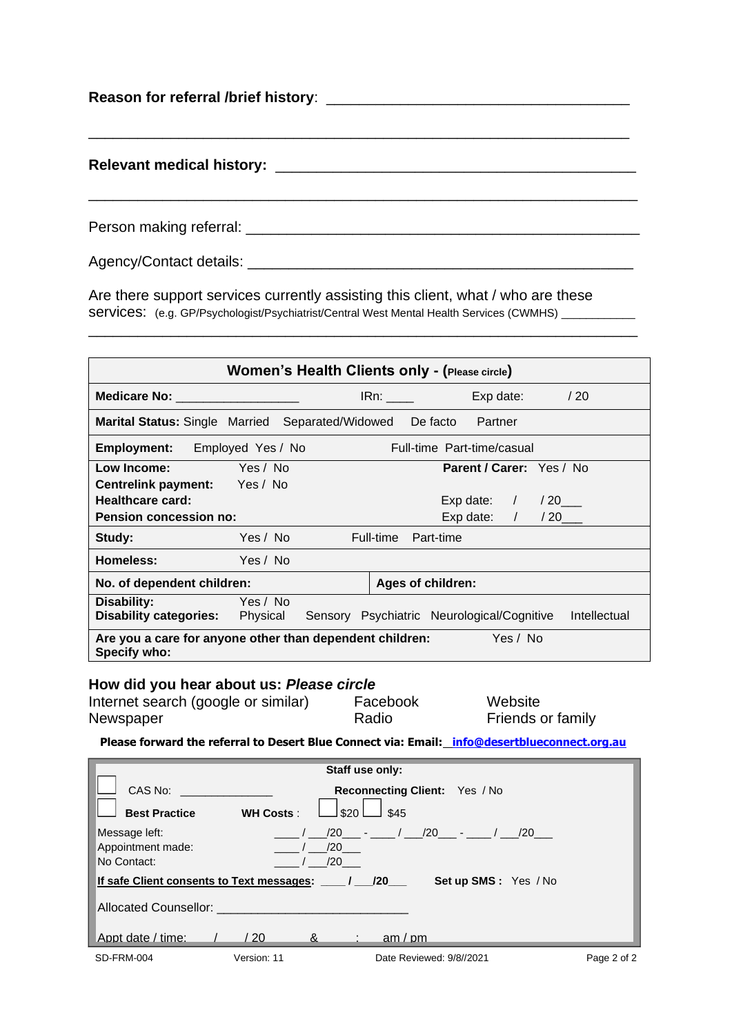**Reason for referral /brief history**: ____________________________________

____________________________________________________________________

**Relevant medical history:** ________________________________________

____________________________________________________________________

Person making referral: ______________________________________________

Agency/Contact details: ______________________________________________

Are there support services currently assisting this client, what / who are these services: (e.g. GP/Psychologist/Psychiatrist/Central West Mental Health Services (CWMHS) ___________

____________________________________________________________________

| **Women's Health Clients only - (Please circle)** | | | |
|---|---|---|---|
| **Medicare No:** _________________ | IRn: ____ | Exp date: | / 20 |
| **Marital Status:** Single Married Separated/Widowed De facto Partner | | | |
| **Employment:** Employed Yes / No | | Full-time Part-time/casual | |
| **Low Income:** Yes / No<br>**Centrelink payment:** Yes / No<br>**Healthcare card:**<br>**Pension concession no:** | | **Parent / Carer:** Yes / No<br><br>Exp date: / / 20___<br>Exp date: / / 20___ | |
| **Study:** Yes / No | Full-time Part-time | | |
| **Homeless:** Yes / No | | | |
| **No. of dependent children:** | **Ages of children:** | | |
| **Disability:** Yes / No<br>**Disability categories:** Physical Sensory Psychiatric Neurological/Cognitive Intellectual | | | |
| **Are you a care for anyone other than dependent children:** Yes / No<br>**Specify who:** | | | |

### How did you hear about us: *Please circle*

Internet search (google or similar) Facebook Website
Newspaper Radio Friends or family

**Please forward the referral to Desert Blue Connect via: Email: info@desertblueconnect.org.au**

**Staff use only:**

☐ CAS No: ______________ **Reconnecting Client:** Yes / No

☐ **Best Practice** **WH Costs** : ☐ $20 ☐ $45

Message left: ____ / ___/20___ - ____ / ___/20___ - ____ / ___/20___
Appointment made: ____ / ___/20___
No Contact: ____ / ___/20___

**If safe Client consents to Text messages: ____ / ___/20___** **Set up SMS :** Yes / No

Allocated Counsellor: ____________________________

Appt date / time: / / 20 & : am / pm

SD-FRM-004 Version: 11 Date Reviewed: 9/8//2021